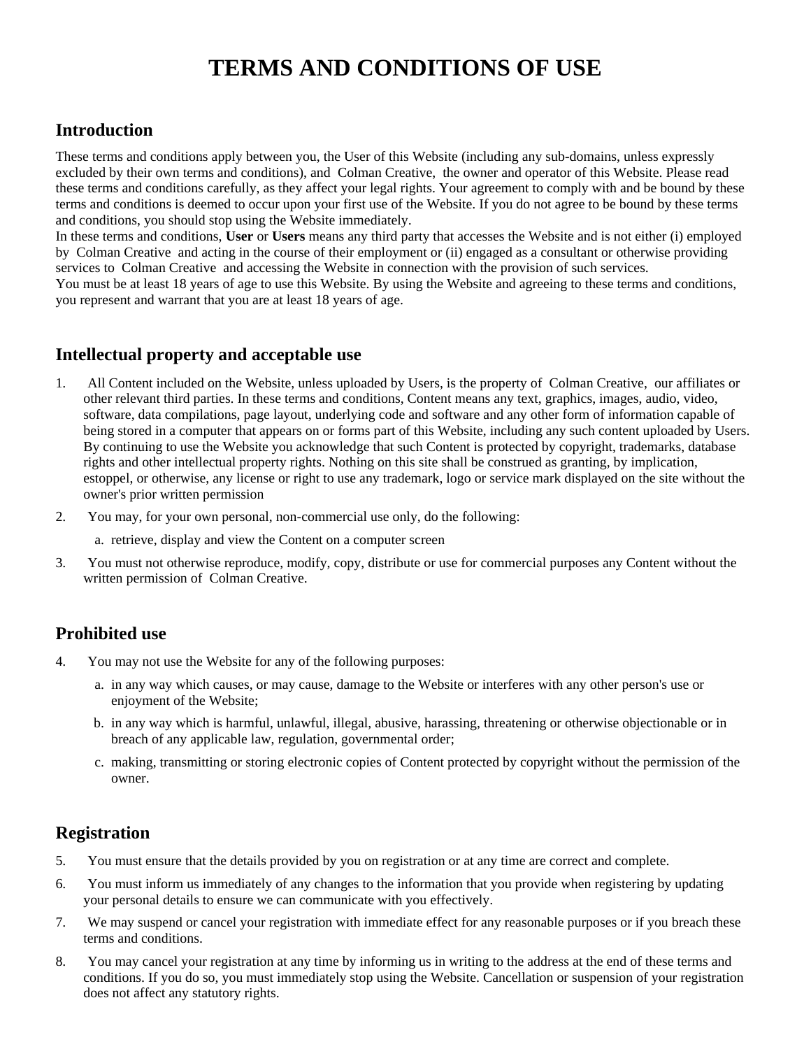# TERMS AND CONDITIONS OF USE

## Introduction

These terms and conditions apply between you, the User of this Website (including any sub-domains, unless expressly excluded by their own terms and conditions), and Colman Creative, the owner and operator of this Website. Please read these terms and conditions carefully, as they affect your legal rights. Your agreement to comply with and be bound by these terms and conditions is deemed to occur upon your first use of the Website. If you do not agree to be bound by these terms and conditions, you should stop using the Website immediately.

In these terms and conditions, **User** or **Users** means any third party that accesses the Website and is not either (i) employed by Colman Creative and acting in the course of their employment or (ii) engaged as a consultant or otherwise providing services to Colman Creative and accessing the Website in connection with the provision of such services.

You must be at least 18 years of age to use this Website. By using the Website and agreeing to these terms and conditions, you represent and warrant that you are at least 18 years of age.

## Intellectual property and acceptable use

1. All Content included on the Website, unless uploaded by Users, is the property of Colman Creative, our affiliates or other relevant third parties. In these terms and conditions, Content means any text, graphics, images, audio, video, software, data compilations, page layout, underlying code and software and any other form of information capable of being stored in a computer that appears on or forms part of this Website, including any such content uploaded by Users. By continuing to use the Website you acknowledge that such Content is protected by copyright, trademarks, database rights and other intellectual property rights. Nothing on this site shall be construed as granting, by implication, estoppel, or otherwise, any license or right to use any trademark, logo or service mark displayed on the site without the owner's prior written permission
2. You may, for your own personal, non-commercial use only, do the following:
   a. retrieve, display and view the Content on a computer screen
3. You must not otherwise reproduce, modify, copy, distribute or use for commercial purposes any Content without the written permission of Colman Creative.

## Prohibited use

4. You may not use the Website for any of the following purposes:
   a. in any way which causes, or may cause, damage to the Website or interferes with any other person's use or enjoyment of the Website;
   b. in any way which is harmful, unlawful, illegal, abusive, harassing, threatening or otherwise objectionable or in breach of any applicable law, regulation, governmental order;
   c. making, transmitting or storing electronic copies of Content protected by copyright without the permission of the owner.

## Registration

5. You must ensure that the details provided by you on registration or at any time are correct and complete.
6. You must inform us immediately of any changes to the information that you provide when registering by updating your personal details to ensure we can communicate with you effectively.
7. We may suspend or cancel your registration with immediate effect for any reasonable purposes or if you breach these terms and conditions.
8. You may cancel your registration at any time by informing us in writing to the address at the end of these terms and conditions. If you do so, you must immediately stop using the Website. Cancellation or suspension of your registration does not affect any statutory rights.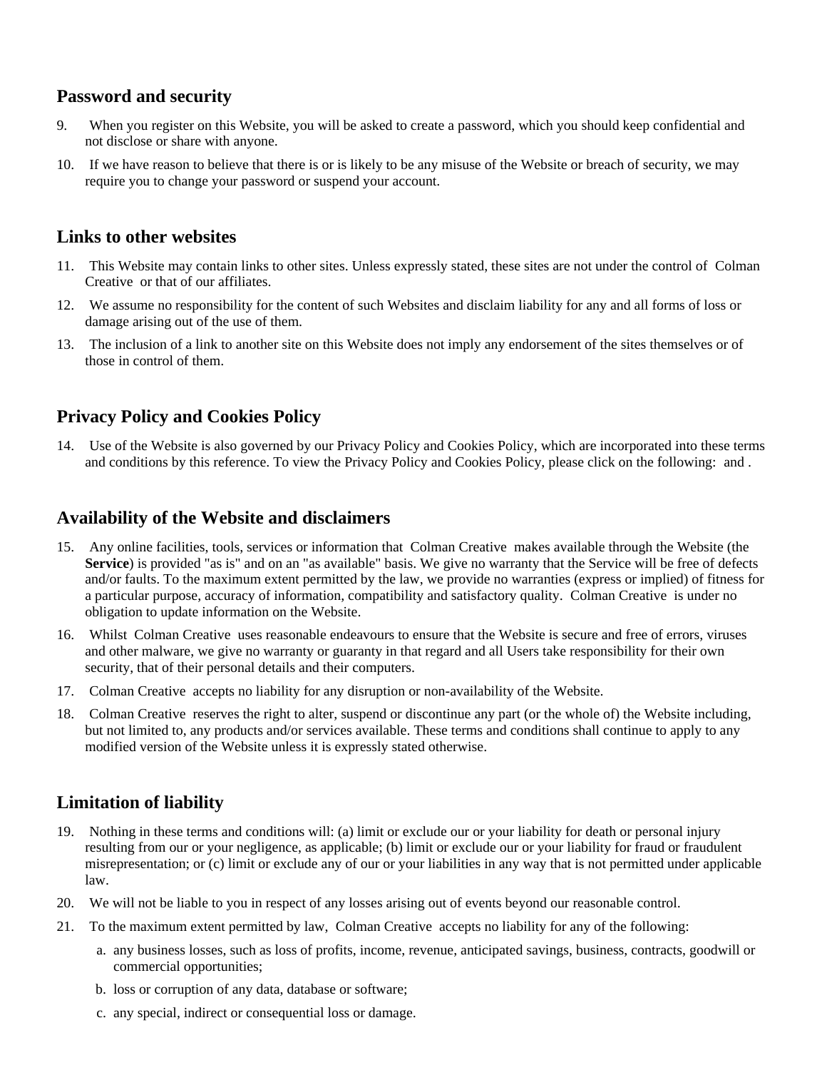## Password and security

9. When you register on this Website, you will be asked to create a password, which you should keep confidential and not disclose or share with anyone.
10. If we have reason to believe that there is or is likely to be any misuse of the Website or breach of security, we may require you to change your password or suspend your account.

## Links to other websites

11. This Website may contain links to other sites. Unless expressly stated, these sites are not under the control of Colman Creative or that of our affiliates.
12. We assume no responsibility for the content of such Websites and disclaim liability for any and all forms of loss or damage arising out of the use of them.
13. The inclusion of a link to another site on this Website does not imply any endorsement of the sites themselves or of those in control of them.

## Privacy Policy and Cookies Policy

14. Use of the Website is also governed by our Privacy Policy and Cookies Policy, which are incorporated into these terms and conditions by this reference. To view the Privacy Policy and Cookies Policy, please click on the following: and .

## Availability of the Website and disclaimers

15. Any online facilities, tools, services or information that Colman Creative makes available through the Website (the **Service**) is provided "as is" and on an "as available" basis. We give no warranty that the Service will be free of defects and/or faults. To the maximum extent permitted by the law, we provide no warranties (express or implied) of fitness for a particular purpose, accuracy of information, compatibility and satisfactory quality. Colman Creative is under no obligation to update information on the Website.
16. Whilst Colman Creative uses reasonable endeavours to ensure that the Website is secure and free of errors, viruses and other malware, we give no warranty or guaranty in that regard and all Users take responsibility for their own security, that of their personal details and their computers.
17. Colman Creative accepts no liability for any disruption or non-availability of the Website.
18. Colman Creative reserves the right to alter, suspend or discontinue any part (or the whole of) the Website including, but not limited to, any products and/or services available. These terms and conditions shall continue to apply to any modified version of the Website unless it is expressly stated otherwise.

## Limitation of liability

19. Nothing in these terms and conditions will: (a) limit or exclude our or your liability for death or personal injury resulting from our or your negligence, as applicable; (b) limit or exclude our or your liability for fraud or fraudulent misrepresentation; or (c) limit or exclude any of our or your liabilities in any way that is not permitted under applicable law.
20. We will not be liable to you in respect of any losses arising out of events beyond our reasonable control.
21. To the maximum extent permitted by law, Colman Creative accepts no liability for any of the following:
    a. any business losses, such as loss of profits, income, revenue, anticipated savings, business, contracts, goodwill or commercial opportunities;
    b. loss or corruption of any data, database or software;
    c. any special, indirect or consequential loss or damage.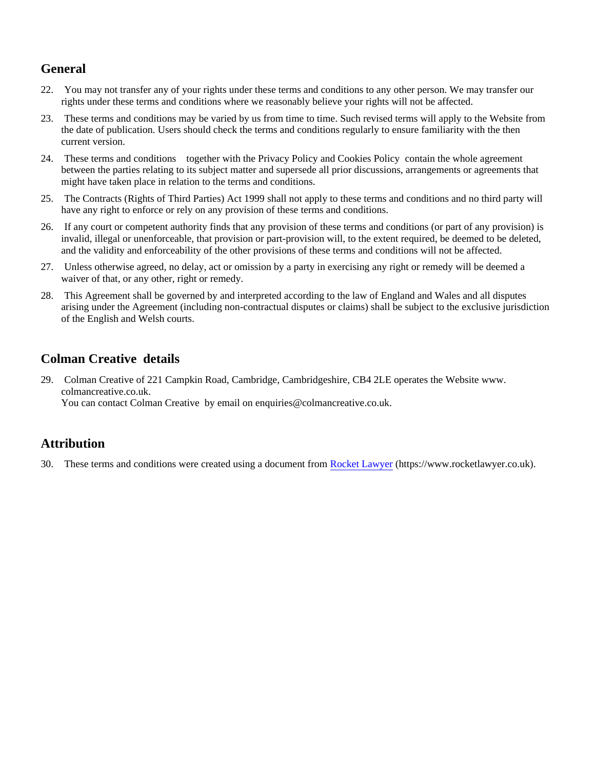## General

22. You may not transfer any of your rights under these terms and conditions to any other person. We may transfer our rights under these terms and conditions where we reasonably believe your rights will not be affected.

23. These terms and conditions may be varied by us from time to time. Such revised terms will apply to the Website from the date of publication. Users should check the terms and conditions regularly to ensure familiarity with the then current version.

24. These terms and conditions together with the Privacy Policy and Cookies Policy contain the whole agreement between the parties relating to its subject matter and supersede all prior discussions, arrangements or agreements that might have taken place in relation to the terms and conditions.

25. The Contracts (Rights of Third Parties) Act 1999 shall not apply to these terms and conditions and no third party will have any right to enforce or rely on any provision of these terms and conditions.

26. If any court or competent authority finds that any provision of these terms and conditions (or part of any provision) is invalid, illegal or unenforceable, that provision or part-provision will, to the extent required, be deemed to be deleted, and the validity and enforceability of the other provisions of these terms and conditions will not be affected.

27. Unless otherwise agreed, no delay, act or omission by a party in exercising any right or remedy will be deemed a waiver of that, or any other, right or remedy.

28. This Agreement shall be governed by and interpreted according to the law of England and Wales and all disputes arising under the Agreement (including non-contractual disputes or claims) shall be subject to the exclusive jurisdiction of the English and Welsh courts.

## Colman Creative details

29. Colman Creative of 221 Campkin Road, Cambridge, Cambridgeshire, CB4 2LE operates the Website www.colmancreative.co.uk.
    You can contact Colman Creative by email on enquiries@colmancreative.co.uk.

## Attribution

30. These terms and conditions were created using a document from Rocket Lawyer (https://www.rocketlawyer.co.uk).